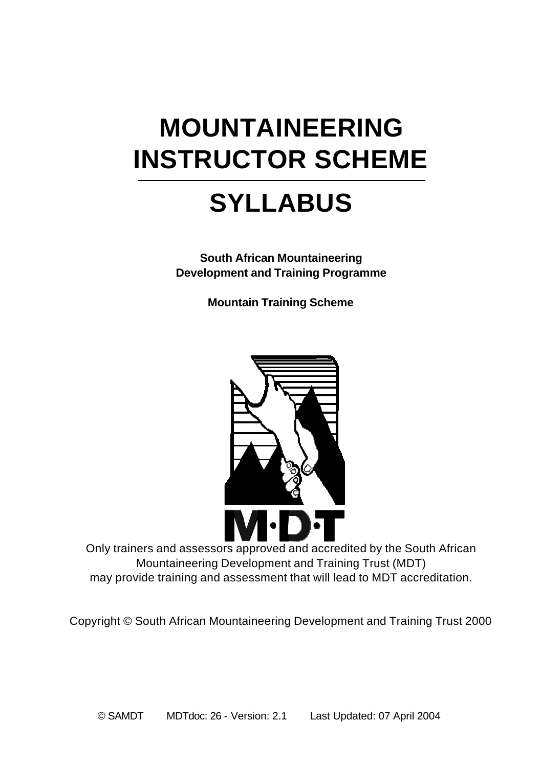# MOUNTAINEERING INSTRUCTOR SCHEME

---

# SYLLABUS

**South African Mountaineering Development and Training Programme**

**Mountain Training Scheme**

M·D·T

Only trainers and assessors approved and accredited by the South African Mountaineering Development and Training Trust (MDT) may provide training and assessment that will lead to MDT accreditation.

Copyright © South African Mountaineering Development and Training Trust 2000

© SAMDT MDTdoc: 26 - Version: 2.1 Last Updated: 07 April 2004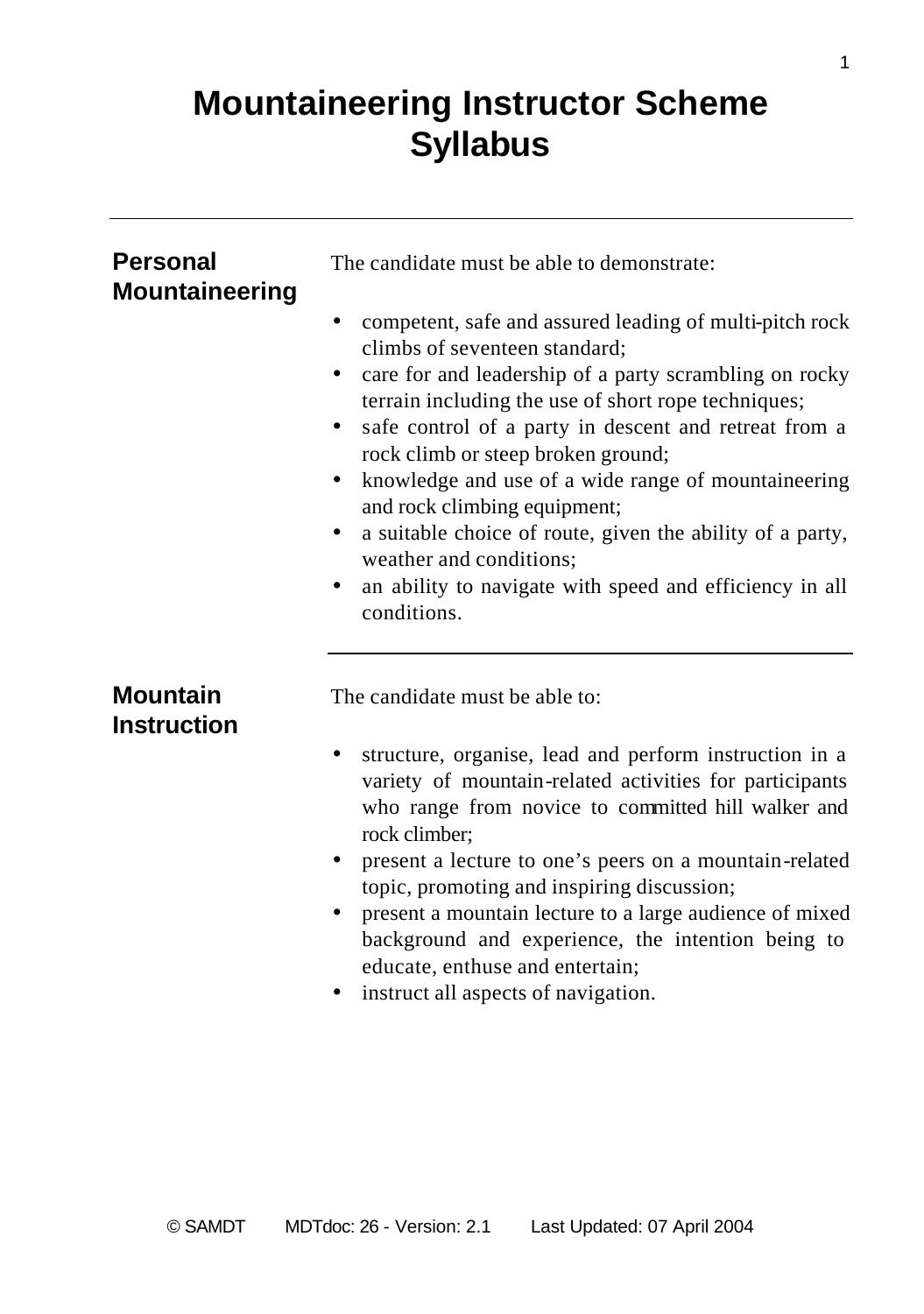# Mountaineering Instructor Scheme Syllabus

## Personal Mountaineering

The candidate must be able to demonstrate:

- competent, safe and assured leading of multi-pitch rock climbs of seventeen standard;
- care for and leadership of a party scrambling on rocky terrain including the use of short rope techniques;
- safe control of a party in descent and retreat from a rock climb or steep broken ground;
- knowledge and use of a wide range of mountaineering and rock climbing equipment;
- a suitable choice of route, given the ability of a party, weather and conditions;
- an ability to navigate with speed and efficiency in all conditions.

## Mountain Instruction

The candidate must be able to:

- structure, organise, lead and perform instruction in a variety of mountain-related activities for participants who range from novice to committed hill walker and rock climber;
- present a lecture to one's peers on a mountain-related topic, promoting and inspiring discussion;
- present a mountain lecture to a large audience of mixed background and experience, the intention being to educate, enthuse and entertain;
- instruct all aspects of navigation.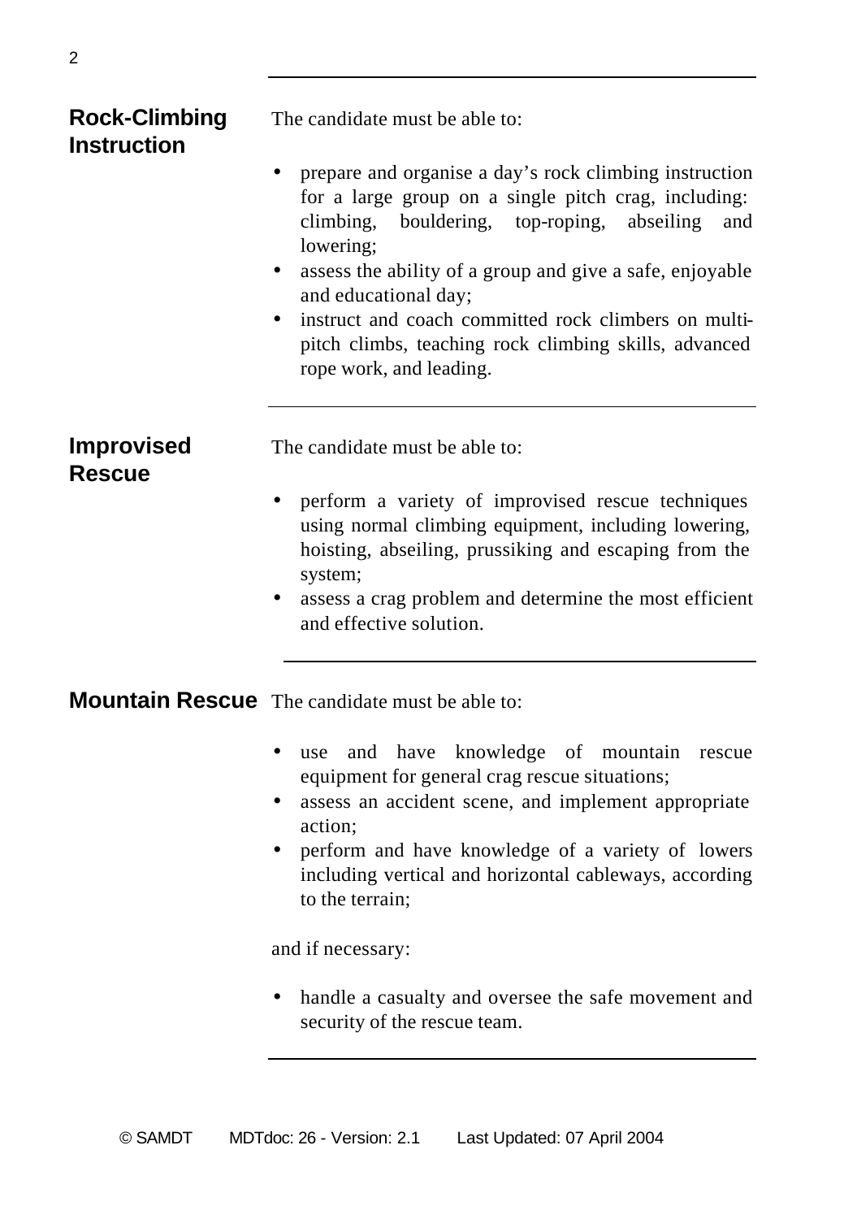## Rock-Climbing Instruction

The candidate must be able to:

- prepare and organise a day's rock climbing instruction for a large group on a single pitch crag, including: climbing, bouldering, top-roping, abseiling and lowering;
- assess the ability of a group and give a safe, enjoyable and educational day;
- instruct and coach committed rock climbers on multi-pitch climbs, teaching rock climbing skills, advanced rope work, and leading.

## Improvised Rescue

The candidate must be able to:

- perform a variety of improvised rescue techniques using normal climbing equipment, including lowering, hoisting, abseiling, prussiking and escaping from the system;
- assess a crag problem and determine the most efficient and effective solution.

## Mountain Rescue

The candidate must be able to:

- use and have knowledge of mountain rescue equipment for general crag rescue situations;
- assess an accident scene, and implement appropriate action;
- perform and have knowledge of a variety of lowers including vertical and horizontal cableways, according to the terrain;

and if necessary:

- handle a casualty and oversee the safe movement and security of the rescue team.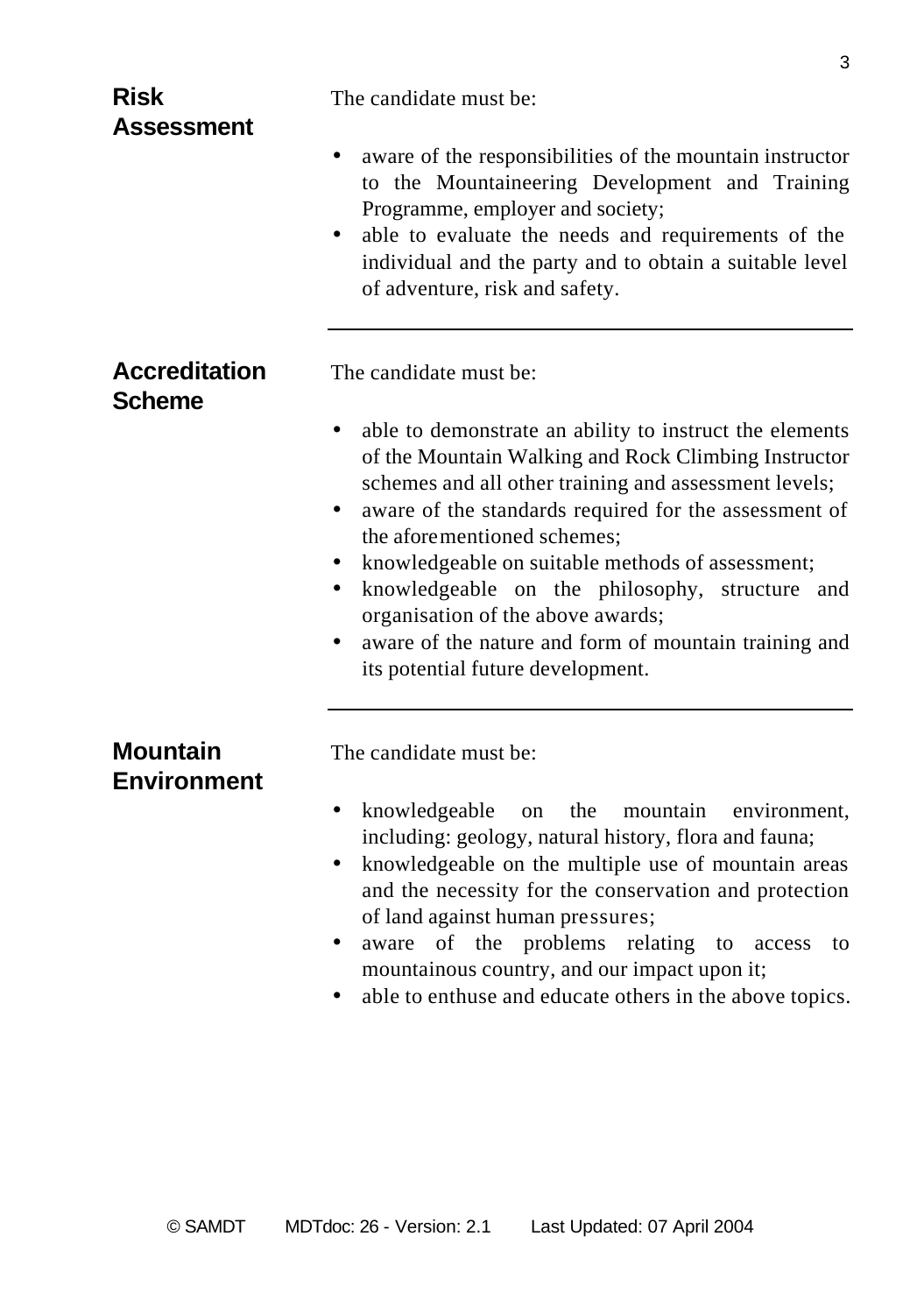### Risk Assessment

The candidate must be:

- aware of the responsibilities of the mountain instructor to the Mountaineering Development and Training Programme, employer and society;
- able to evaluate the needs and requirements of the individual and the party and to obtain a suitable level of adventure, risk and safety.

---

### Accreditation Scheme

The candidate must be:

- able to demonstrate an ability to instruct the elements of the Mountain Walking and Rock Climbing Instructor schemes and all other training and assessment levels;
- aware of the standards required for the assessment of the aforementioned schemes;
- knowledgeable on suitable methods of assessment;
- knowledgeable on the philosophy, structure and organisation of the above awards;
- aware of the nature and form of mountain training and its potential future development.

---

### Mountain Environment

The candidate must be:

- knowledgeable on the mountain environment, including: geology, natural history, flora and fauna;
- knowledgeable on the multiple use of mountain areas and the necessity for the conservation and protection of land against human pressures;
- aware of the problems relating to access to mountainous country, and our impact upon it;
- able to enthuse and educate others in the above topics.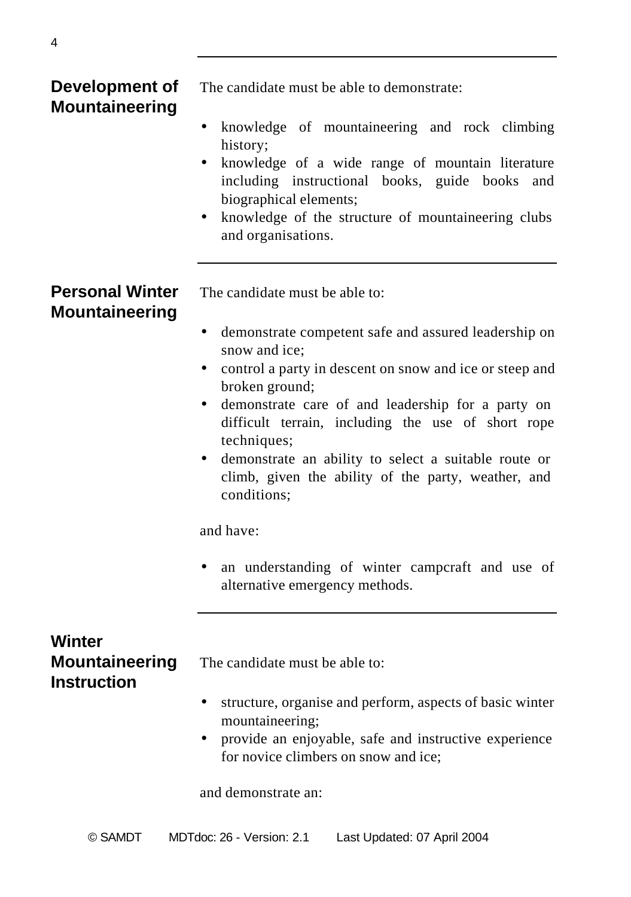## Development of Mountaineering

The candidate must be able to demonstrate:

- knowledge of mountaineering and rock climbing history;
- knowledge of a wide range of mountain literature including instructional books, guide books and biographical elements;
- knowledge of the structure of mountaineering clubs and organisations.

## Personal Winter Mountaineering

The candidate must be able to:

- demonstrate competent safe and assured leadership on snow and ice;
- control a party in descent on snow and ice or steep and broken ground;
- demonstrate care of and leadership for a party on difficult terrain, including the use of short rope techniques;
- demonstrate an ability to select a suitable route or climb, given the ability of the party, weather, and conditions;

and have:

- an understanding of winter campcraft and use of alternative emergency methods.

## Winter Mountaineering Instruction

The candidate must be able to:

- structure, organise and perform, aspects of basic winter mountaineering;
- provide an enjoyable, safe and instructive experience for novice climbers on snow and ice;

and demonstrate an: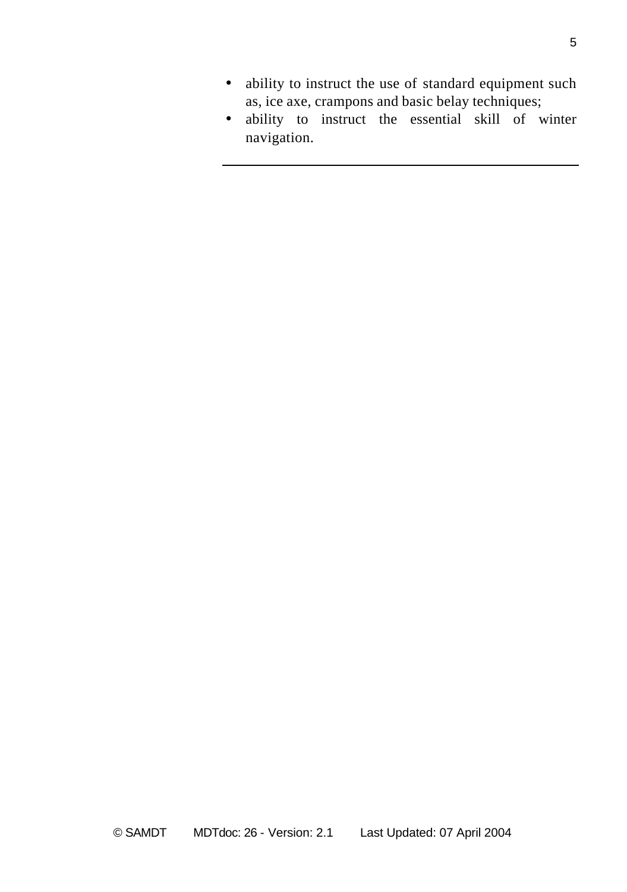- ability to instruct the use of standard equipment such as, ice axe, crampons and basic belay techniques;
- ability to instruct the essential skill of winter navigation.

---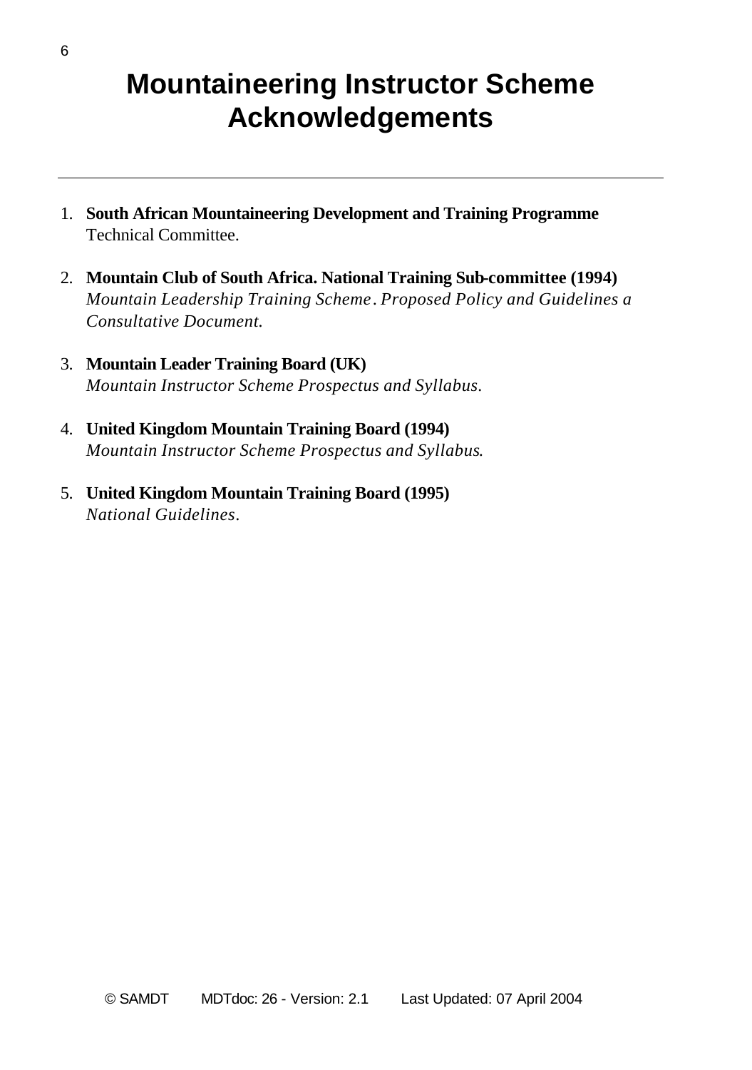# Mountaineering Instructor Scheme Acknowledgements

---

1. **South African Mountaineering Development and Training Programme** Technical Committee.

2. **Mountain Club of South Africa. National Training Sub-committee (1994)** *Mountain Leadership Training Scheme. Proposed Policy and Guidelines a Consultative Document.*

3. **Mountain Leader Training Board (UK)** *Mountain Instructor Scheme Prospectus and Syllabus.*

4. **United Kingdom Mountain Training Board (1994)** *Mountain Instructor Scheme Prospectus and Syllabus.*

5. **United Kingdom Mountain Training Board (1995)** *National Guidelines.*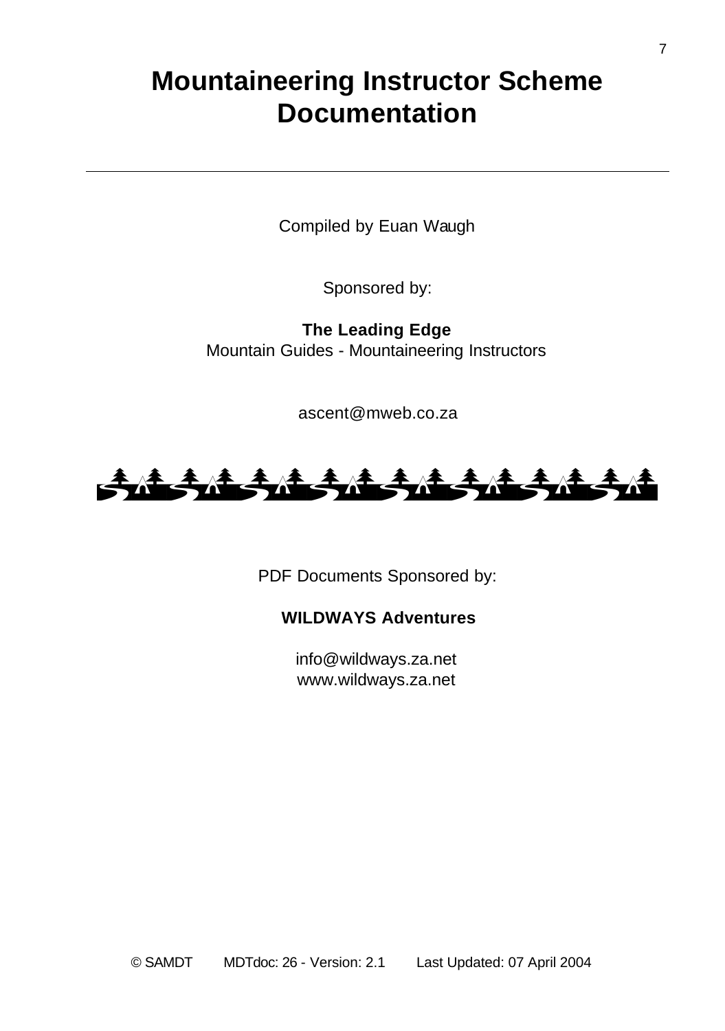# Mountaineering Instructor Scheme Documentation

---

Compiled by Euan Waugh

Sponsored by:

**The Leading Edge**
Mountain Guides - Mountaineering Instructors

ascent@mweb.co.za

PDF Documents Sponsored by:

**WILDWAYS Adventures**

info@wildways.za.net
www.wildways.za.net

© SAMDT MDTdoc: 26 - Version: 2.1 Last Updated: 07 April 2004